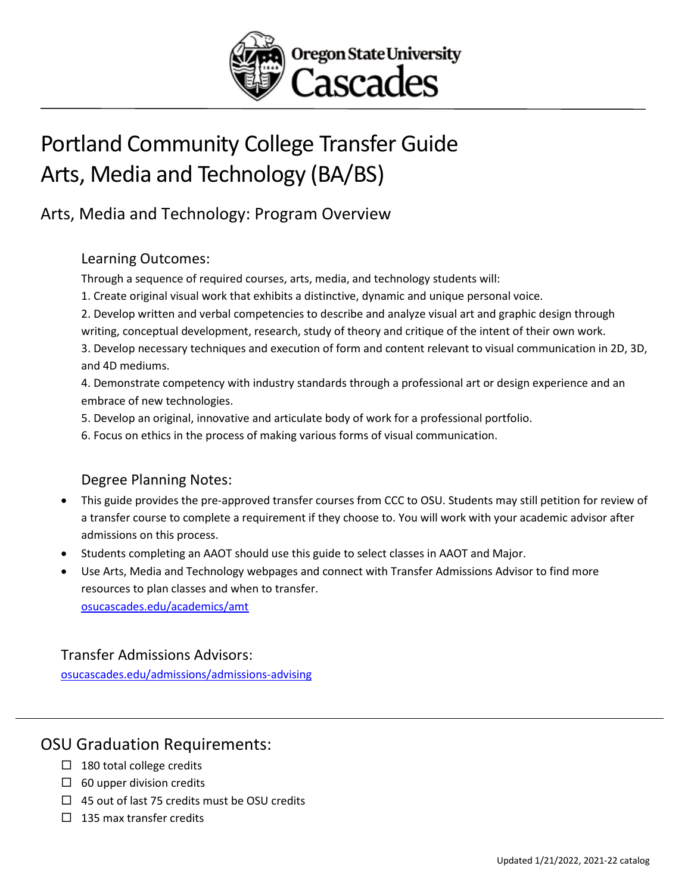Oregon State University Cascades

# Portland Community College Transfer Guide Arts, Media and Technology (BA/BS)

## Arts, Media and Technology: Program Overview

### Learning Outcomes:

Through a sequence of required courses, arts, media, and technology students will:

1. Create original visual work that exhibits a distinctive, dynamic and unique personal voice.
2. Develop written and verbal competencies to describe and analyze visual art and graphic design through writing, conceptual development, research, study of theory and critique of the intent of their own work.
3. Develop necessary techniques and execution of form and content relevant to visual communication in 2D, 3D, and 4D mediums.
4. Demonstrate competency with industry standards through a professional art or design experience and an embrace of new technologies.
5. Develop an original, innovative and articulate body of work for a professional portfolio.
6. Focus on ethics in the process of making various forms of visual communication.

### Degree Planning Notes:

- This guide provides the pre-approved transfer courses from CCC to OSU. Students may still petition for review of a transfer course to complete a requirement if they choose to. You will work with your academic advisor after admissions on this process.
- Students completing an AAOT should use this guide to select classes in AAOT and Major.
- Use Arts, Media and Technology webpages and connect with Transfer Admissions Advisor to find more resources to plan classes and when to transfer.
  osucascades.edu/academics/amt

### Transfer Admissions Advisors:

osucascades.edu/admissions/admissions-advising

## OSU Graduation Requirements:

- ☐ 180 total college credits
- ☐ 60 upper division credits
- ☐ 45 out of last 75 credits must be OSU credits
- ☐ 135 max transfer credits

Updated 1/21/2022, 2021-22 catalog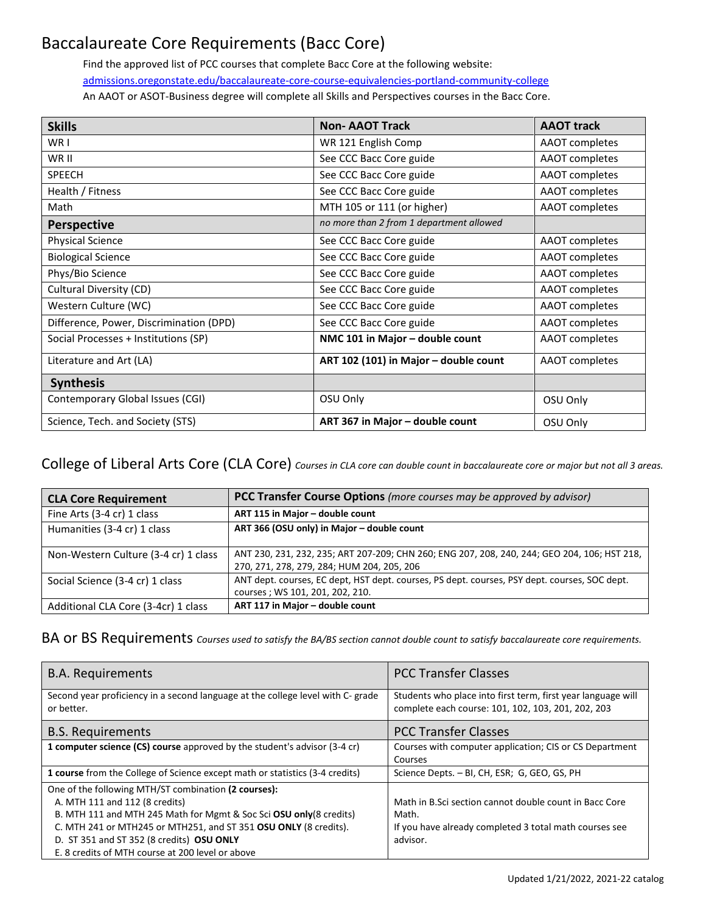# Baccalaureate Core Requirements (Bacc Core)

Find the approved list of PCC courses that complete Bacc Core at the following website:
[admissions.oregonstate.edu/baccalaureate-core-course-equivalencies-portland-community-college](admissions.oregonstate.edu/baccalaureate-core-course-equivalencies-portland-community-college)
An AAOT or ASOT-Business degree will complete all Skills and Perspectives courses in the Bacc Core.

| **Skills** | **Non- AAOT Track** | **AAOT track** |
|---|---|---|
| WR I | WR 121 English Comp | AAOT completes |
| WR II | See CCC Bacc Core guide | AAOT completes |
| SPEECH | See CCC Bacc Core guide | AAOT completes |
| Health / Fitness | See CCC Bacc Core guide | AAOT completes |
| Math | MTH 105 or 111 (or higher) | AAOT completes |
| **Perspective** | *no more than 2 from 1 department allowed* | |
| Physical Science | See CCC Bacc Core guide | AAOT completes |
| Biological Science | See CCC Bacc Core guide | AAOT completes |
| Phys/Bio Science | See CCC Bacc Core guide | AAOT completes |
| Cultural Diversity (CD) | See CCC Bacc Core guide | AAOT completes |
| Western Culture (WC) | See CCC Bacc Core guide | AAOT completes |
| Difference, Power, Discrimination (DPD) | See CCC Bacc Core guide | AAOT completes |
| Social Processes + Institutions (SP) | **NMC 101 in Major – double count** | AAOT completes |
| Literature and Art (LA) | **ART 102 (101) in Major – double count** | AAOT completes |
| **Synthesis** | | |
| Contemporary Global Issues (CGI) | OSU Only | OSU Only |
| Science, Tech. and Society (STS) | **ART 367 in Major – double count** | OSU Only |

## College of Liberal Arts Core (CLA Core) *Courses in CLA core can double count in baccalaureate core or major but not all 3 areas.*

| **CLA Core Requirement** | **PCC Transfer Course Options** *(more courses may be approved by advisor)* |
|---|---|
| Fine Arts (3-4 cr) 1 class | **ART 115 in Major – double count** |
| Humanities (3-4 cr) 1 class | **ART 366 (OSU only) in Major – double count** |
| Non-Western Culture (3-4 cr) 1 class | ANT 230, 231, 232, 235; ART 207-209; CHN 260; ENG 207, 208, 240, 244; GEO 204, 106; HST 218, 270, 271, 278, 279, 284; HUM 204, 205, 206 |
| Social Science (3-4 cr) 1 class | ANT dept. courses, EC dept, HST dept. courses, PS dept. courses, PSY dept. courses, SOC dept. courses ; WS 101, 201, 202, 210. |
| Additional CLA Core (3-4cr) 1 class | **ART 117 in Major – double count** |

## BA or BS Requirements *Courses used to satisfy the BA/BS section cannot double count to satisfy baccalaureate core requirements.*

| B.A. Requirements | PCC Transfer Classes |
|---|---|
| Second year proficiency in a second language at the college level with C- grade or better. | Students who place into first term, first year language will complete each course: 101, 102, 103, 201, 202, 203 |
| **B.S. Requirements** | **PCC Transfer Classes** |
| **1 computer science (CS) course** approved by the student's advisor (3-4 cr) | Courses with computer application; CIS or CS Department Courses |
| **1 course** from the College of Science except math or statistics (3-4 credits) | Science Depts. – BI, CH, ESR; G, GEO, GS, PH |
| One of the following MTH/ST combination **(2 courses):**<br>A. MTH 111 and 112 (8 credits)<br>B. MTH 111 and MTH 245 Math for Mgmt & Soc Sci **OSU only**(8 credits)<br>C. MTH 241 or MTH245 or MTH251, and ST 351 **OSU ONLY** (8 credits).<br>D. ST 351 and ST 352 (8 credits) **OSU ONLY**<br>E. 8 credits of MTH course at 200 level or above | Math in B.Sci section cannot double count in Bacc Core Math.<br>If you have already completed 3 total math courses see advisor. |

Updated 1/21/2022, 2021-22 catalog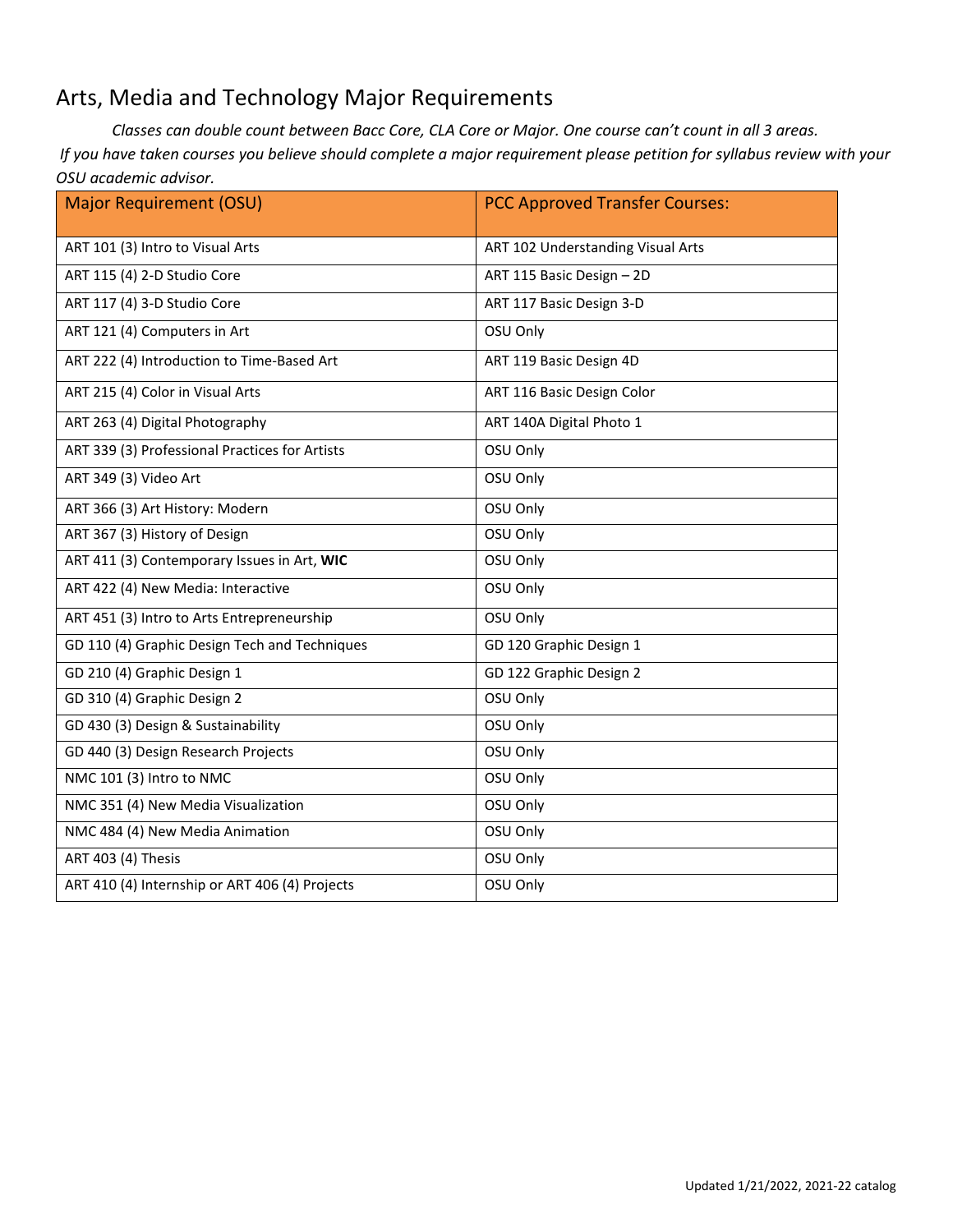# Arts, Media and Technology Major Requirements

*Classes can double count between Bacc Core, CLA Core or Major. One course can't count in all 3 areas.*
*If you have taken courses you believe should complete a major requirement please petition for syllabus review with your OSU academic advisor.*

| Major Requirement (OSU) | PCC Approved Transfer Courses: |
|---|---|
| ART 101 (3) Intro to Visual Arts | ART 102 Understanding Visual Arts |
| ART 115 (4) 2-D Studio Core | ART 115 Basic Design – 2D |
| ART 117 (4) 3-D Studio Core | ART 117 Basic Design 3-D |
| ART 121 (4) Computers in Art | OSU Only |
| ART 222 (4) Introduction to Time-Based Art | ART 119 Basic Design 4D |
| ART 215 (4) Color in Visual Arts | ART 116 Basic Design Color |
| ART 263 (4) Digital Photography | ART 140A Digital Photo 1 |
| ART 339 (3) Professional Practices for Artists | OSU Only |
| ART 349 (3) Video Art | OSU Only |
| ART 366 (3) Art History: Modern | OSU Only |
| ART 367 (3) History of Design | OSU Only |
| ART 411 (3) Contemporary Issues in Art, **WIC** | OSU Only |
| ART 422 (4) New Media: Interactive | OSU Only |
| ART 451 (3) Intro to Arts Entrepreneurship | OSU Only |
| GD 110 (4) Graphic Design Tech and Techniques | GD 120 Graphic Design 1 |
| GD 210 (4) Graphic Design 1 | GD 122 Graphic Design 2 |
| GD 310 (4) Graphic Design 2 | OSU Only |
| GD 430 (3) Design & Sustainability | OSU Only |
| GD 440 (3) Design Research Projects | OSU Only |
| NMC 101 (3) Intro to NMC | OSU Only |
| NMC 351 (4) New Media Visualization | OSU Only |
| NMC 484 (4) New Media Animation | OSU Only |
| ART 403 (4) Thesis | OSU Only |
| ART 410 (4) Internship or ART 406 (4) Projects | OSU Only |

Updated 1/21/2022, 2021-22 catalog